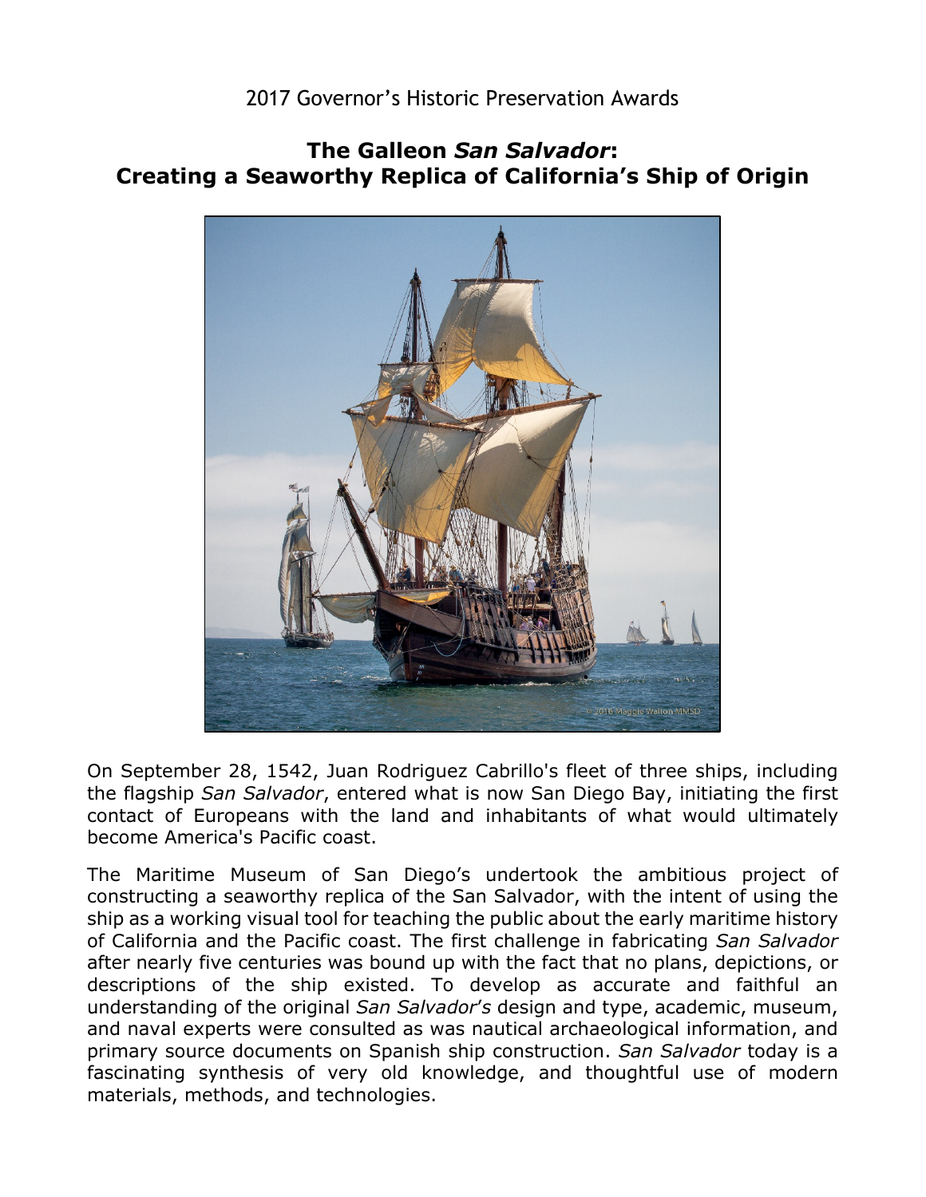2017 Governor's Historic Preservation Awards

# The Galleon *San Salvador*: Creating a Seaworthy Replica of California's Ship of Origin

On September 28, 1542, Juan Rodriguez Cabrillo's fleet of three ships, including the flagship *San Salvador*, entered what is now San Diego Bay, initiating the first contact of Europeans with the land and inhabitants of what would ultimately become America's Pacific coast.

The Maritime Museum of San Diego's undertook the ambitious project of constructing a seaworthy replica of the San Salvador, with the intent of using the ship as a working visual tool for teaching the public about the early maritime history of California and the Pacific coast. The first challenge in fabricating *San Salvador* after nearly five centuries was bound up with the fact that no plans, depictions, or descriptions of the ship existed. To develop as accurate and faithful an understanding of the original *San Salvador's* design and type, academic, museum, and naval experts were consulted as was nautical archaeological information, and primary source documents on Spanish ship construction. *San Salvador* today is a fascinating synthesis of very old knowledge, and thoughtful use of modern materials, methods, and technologies.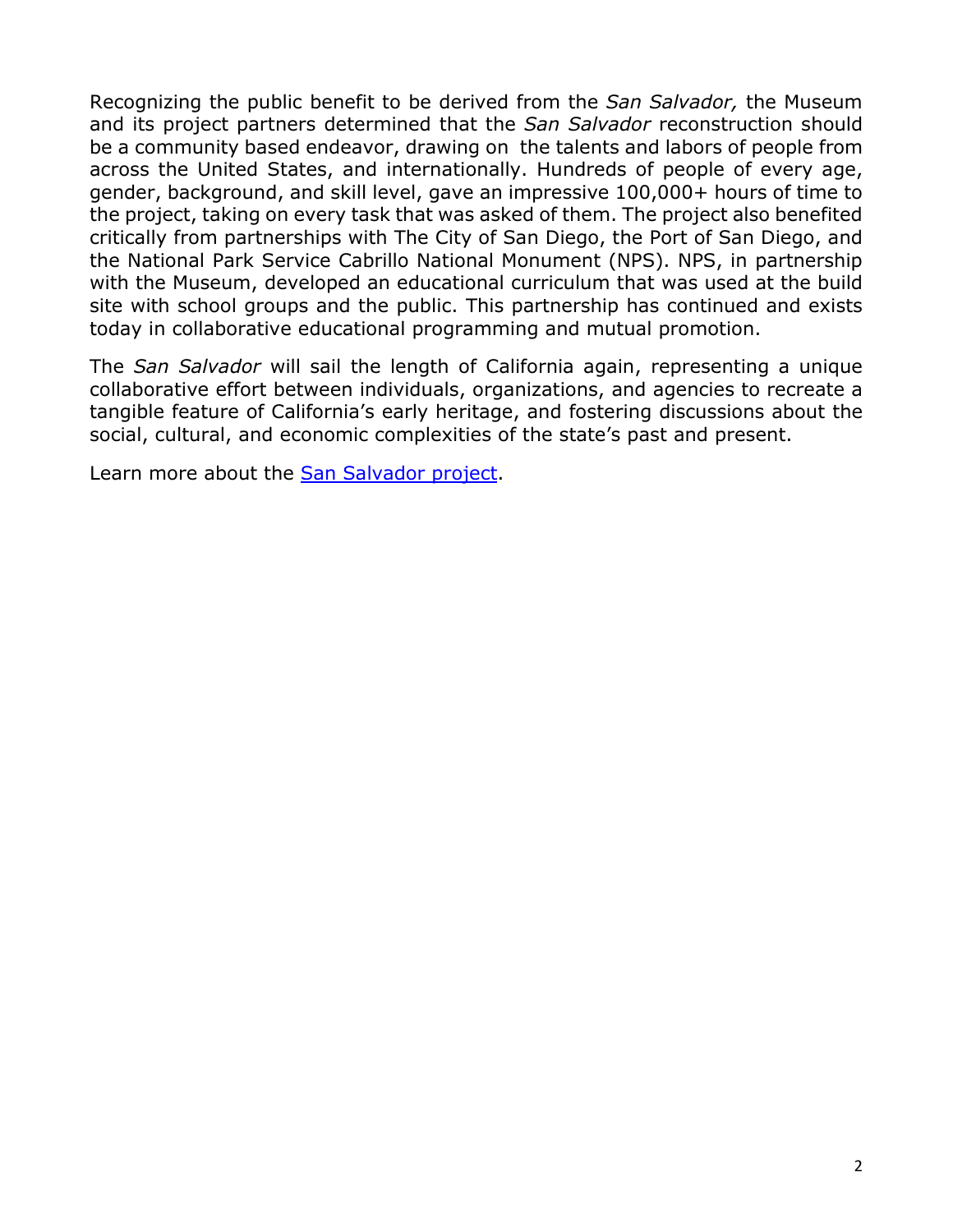Recognizing the public benefit to be derived from the *San Salvador,* the Museum and its project partners determined that the *San Salvador* reconstruction should be a community based endeavor, drawing on the talents and labors of people from across the United States, and internationally. Hundreds of people of every age, gender, background, and skill level, gave an impressive 100,000+ hours of time to the project, taking on every task that was asked of them. The project also benefited critically from partnerships with The City of San Diego, the Port of San Diego, and the National Park Service Cabrillo National Monument (NPS). NPS, in partnership with the Museum, developed an educational curriculum that was used at the build site with school groups and the public. This partnership has continued and exists today in collaborative educational programming and mutual promotion.

The *San Salvador* will sail the length of California again, representing a unique collaborative effort between individuals, organizations, and agencies to recreate a tangible feature of California's early heritage, and fostering discussions about the social, cultural, and economic complexities of the state's past and present.

Learn more about the San Salvador project.